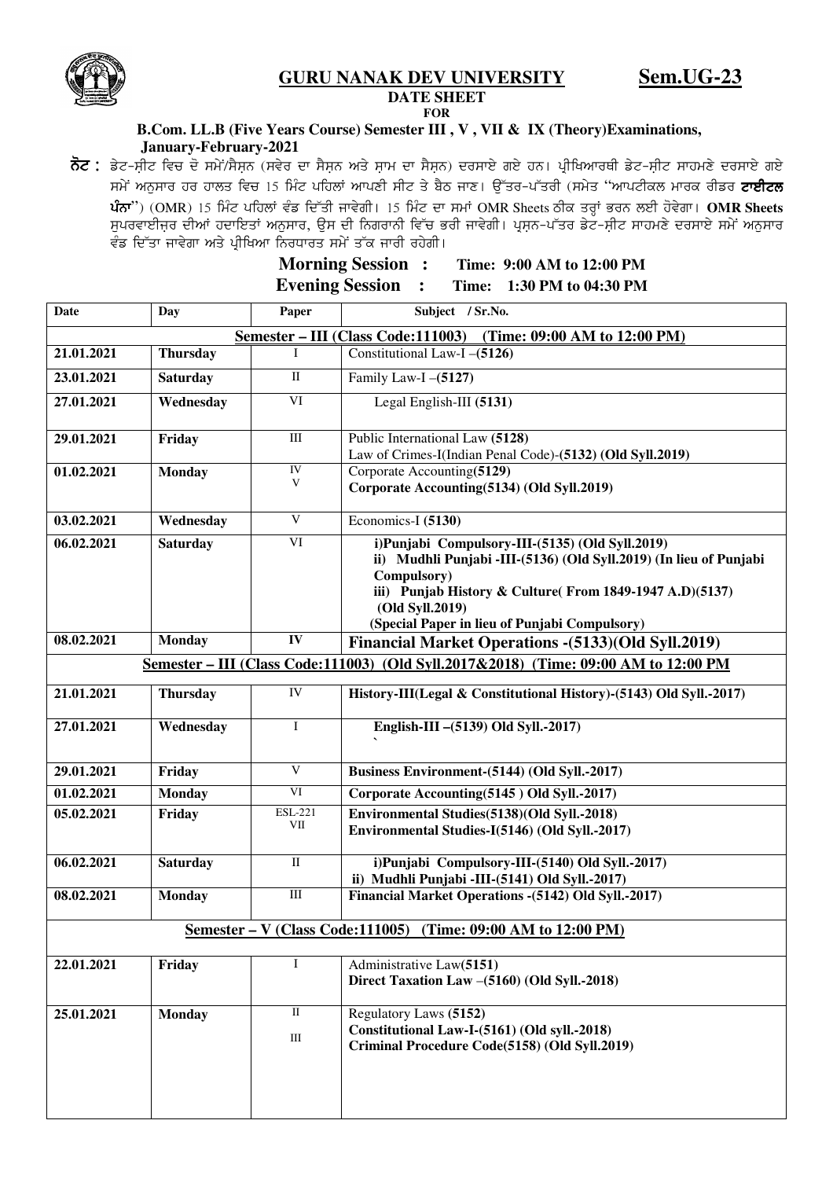# GURU NANAK DEV UNIVERSITY

**Sem.UG-23**

**DATE SHEET**
**FOR**
**B.Com. LL.B (Five Years Course) Semester III , V , VII & IX (Theory)Examinations, January-February-2021**

**ਨੋਟ :** ਡੇਟ-ਸ਼ੀਟ ਵਿਚ ਦੋ ਸਮੇਂ/ਸੈਸ਼ਨ (ਸਵੇਰ ਦਾ ਸੈਸ਼ਨ ਅਤੇ ਸ਼ਾਮ ਦਾ ਸੈਸ਼ਨ) ਦਰਸਾਏ ਗਏ ਹਨ। ਪ੍ਰੀਖਿਆਰਥੀ ਡੇਟ-ਸ਼ੀਟ ਸਾਹਮਣੇ ਦਰਸਾਏ ਗਏ ਸਮੇਂ ਅਨੁਸਾਰ ਹਰ ਹਾਲਤ ਵਿਚ 15 ਮਿੰਟ ਪਹਿਲਾਂ ਆਪਣੀ ਸੀਟ ਤੇ ਬੈਠ ਜਾਣ। ਉੱਤਰ-ਪੱਤਰੀ (ਸਮੇਤ "ਆਪਟੀਕਲ ਮਾਰਕ ਰੀਡਰ **ਟਾਈਟਲ ਪੰਨਾ**") (OMR) 15 ਮਿੰਟ ਪਹਿਲਾਂ ਵੰਡ ਦਿੱਤੀ ਜਾਵੇਗੀ। 15 ਮਿੰਟ ਦਾ ਸਮਾਂ OMR Sheets ਠੀਕ ਤਰ੍ਹਾਂ ਭਰਨ ਲਈ ਹੋਵੇਗਾ। **OMR Sheets** ਸੁਪਰਵਾਈਜ਼ਰ ਦੀਆਂ ਹਦਾਇਤਾਂ ਅਨੁਸਾਰ, ਉਸ ਦੀ ਨਿਗਰਾਨੀ ਵਿੱਚ ਭਰੀ ਜਾਵੇਗੀ। ਪ੍ਰਸ਼ਨ-ਪੱਤਰ ਡੇਟ-ਸ਼ੀਟ ਸਾਹਮਣੇ ਦਰਸਾਏ ਸਮੇਂ ਅਨੁਸਾਰ ਵੰਡ ਦਿੱਤਾ ਜਾਵੇਗਾ ਅਤੇ ਪ੍ਰੀਖਿਆ ਨਿਰਧਾਰਤ ਸਮੇਂ ਤੱਕ ਜਾਰੀ ਰਹੇਗੀ।

**Morning Session : Time: 9:00 AM to 12:00 PM**
**Evening Session : Time: 1:30 PM to 04:30 PM**

| Date | Day | Paper | Subject / Sr.No. |
|---|---|---|---|
| **Semester – III (Class Code:111003) (Time: 09:00 AM to 12:00 PM)** | | | |
| **21.01.2021** | **Thursday** | I | Constitutional Law-I –**(5126)** |
| **23.01.2021** | **Saturday** | II | Family Law-I –**(5127)** |
| **27.01.2021** | **Wednesday** | VI | Legal English-III **(5131)** |
| **29.01.2021** | **Friday** | III | Public International Law **(5128)**<br>Law of Crimes-I(Indian Penal Code)-**(5132) (Old Syll.2019)** |
| **01.02.2021** | **Monday** | IV<br>V | Corporate Accounting**(5129)**<br>**Corporate Accounting(5134) (Old Syll.2019)** |
| **03.02.2021** | **Wednesday** | V | Economics-I **(5130)** |
| **06.02.2021** | **Saturday** | VI | **i)Punjabi Compulsory-III-(5135) (Old Syll.2019)**<br>**ii) Mudhli Punjabi -III-(5136) (Old Syll.2019) (In lieu of Punjabi Compulsory)**<br>**iii) Punjab History & Culture( From 1849-1947 A.D)(5137) (Old Syll.2019)**<br>**(Special Paper in lieu of Punjabi Compulsory)** |
| **08.02.2021** | **Monday** | **IV** | **Financial Market Operations -(5133)(Old Syll.2019)** |
| **Semester – III (Class Code:111003) (Old Syll.2017&2018) (Time: 09:00 AM to 12:00 PM** | | | |
| **21.01.2021** | **Thursday** | IV | **History-III(Legal & Constitutional History)-(5143) Old Syll.-2017)** |
| **27.01.2021** | **Wednesday** | I | **English-III –(5139) Old Syll.-2017)** |
| **29.01.2021** | **Friday** | V | **Business Environment-(5144) (Old Syll.-2017)** |
| **01.02.2021** | **Monday** | VI | **Corporate Accounting(5145 ) Old Syll.-2017)** |
| **05.02.2021** | **Friday** | ESL-221<br>VII | **Environmental Studies(5138)(Old Syll.-2018)**<br>**Environmental Studies-I(5146) (Old Syll.-2017)** |
| **06.02.2021** | **Saturday** | II | **i)Punjabi Compulsory-III-(5140) Old Syll.-2017)**<br>**ii) Mudhli Punjabi -III-(5141) Old Syll.-2017)** |
| **08.02.2021** | **Monday** | III | **Financial Market Operations -(5142) Old Syll.-2017)** |
| **Semester – V (Class Code:111005) (Time: 09:00 AM to 12:00 PM)** | | | |
| **22.01.2021** | **Friday** | I | Administrative Law**(5151)**<br>**Direct Taxation Law –(5160) (Old Syll.-2018)** |
| **25.01.2021** | **Monday** | II<br>III | Regulatory Laws **(5152)**<br>**Constitutional Law-I-(5161) (Old syll.-2018)**<br>**Criminal Procedure Code(5158) (Old Syll.2019)** |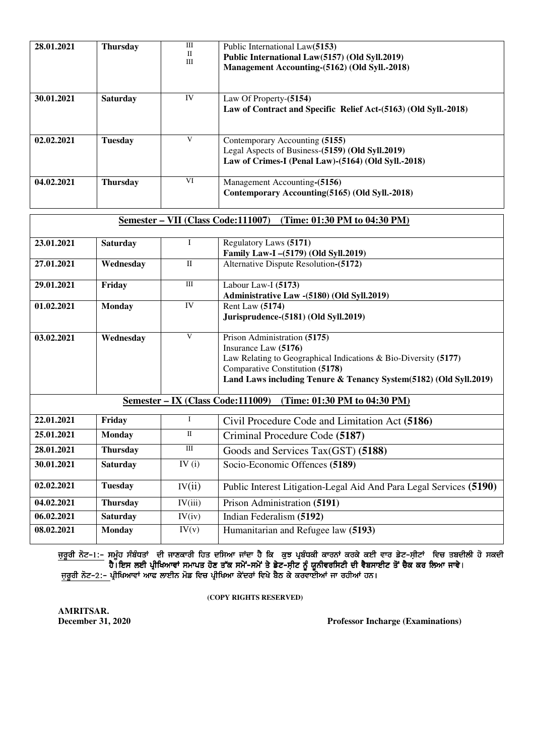| | | | |
|---|---|---|---|
| **28.01.2021** | **Thursday** | III<br>II<br>III | Public International Law(**5153**)<br>**Public International Law(5157) (Old Syll.2019)**<br>**Management Accounting-(5162) (Old Syll.-2018)** |
| **30.01.2021** | **Saturday** | IV | Law Of Property-(**5154**)<br>**Law of Contract and Specific Relief Act-(5163) (Old Syll.-2018)** |
| **02.02.2021** | **Tuesday** | V | Contemporary Accounting (**5155**)<br>Legal Aspects of Business-(**5159**) **(Old Syll.2019)**<br>**Law of Crimes-I (Penal Law)-(5164) (Old Syll.-2018)** |
| **04.02.2021** | **Thursday** | VI | Management Accounting-(**5156**)<br>**Contemporary Accounting(5165) (Old Syll.-2018)** |

| **Semester – VII (Class Code:111007) (Time: 01:30 PM to 04:30 PM)** | | | |
|---|---|---|---|
| **23.01.2021** | **Saturday** | I | Regulatory Laws (**5171**)<br>**Family Law-I –(5179) (Old Syll.2019)** |
| **27.01.2021** | **Wednesday** | II | Alternative Dispute Resolution-(**5172**) |
| **29.01.2021** | **Friday** | III | Labour Law-I (**5173**)<br>**Administrative Law -(5180) (Old Syll.2019)** |
| **01.02.2021** | **Monday** | IV | Rent Law (**5174**)<br>**Jurisprudence-(5181) (Old Syll.2019)** |
| **03.02.2021** | **Wednesday** | V | Prison Administration (**5175**)<br>Insurance Law (**5176**)<br>Law Relating to Geographical Indications & Bio-Diversity (**5177**)<br>Comparative Constitution (**5178**)<br>**Land Laws including Tenure & Tenancy System(5182) (Old Syll.2019)** |

| **Semester – IX (Class Code:111009) (Time: 01:30 PM to 04:30 PM)** | | | |
|---|---|---|---|
| **22.01.2021** | **Friday** | I | Civil Procedure Code and Limitation Act (**5186**) |
| **25.01.2021** | **Monday** | II | Criminal Procedure Code (**5187**) |
| **28.01.2021** | **Thursday** | III | Goods and Services Tax(GST) (**5188**) |
| **30.01.2021** | **Saturday** | IV (i) | Socio-Economic Offences (**5189**) |
| **02.02.2021** | **Tuesday** | IV(ii) | Public Interest Litigation-Legal Aid And Para Legal Services (**5190**) |
| **04.02.2021** | **Thursday** | IV(iii) | Prison Administration (**5191**) |
| **06.02.2021** | **Saturday** | IV(iv) | Indian Federalism (**5192**) |
| **08.02.2021** | **Monday** | IV(v) | Humanitarian and Refugee law (**5193**) |

**ਜ਼ਰੂਰੀ ਨੋਟ-1:- ਸਮੂੰਹ ਸੰਬੰਧਤਾਂ ਦੀ ਜਾਣਕਾਰੀ ਹਿਤ ਦਸਿਆ ਜਾਂਦਾ ਹੈ ਕਿ ਕੁਝ ਪ੍ਰਬੰਧਕੀ ਕਾਰਨਾਂ ਕਰਕੇ ਕਈ ਵਾਰ ਡੇਟ-ਸ਼ੀਟਾਂ ਵਿਚ ਤਬਦੀਲੀ ਹੋ ਸਕਦੀ ਹੈ। ਇਸ ਲਈ ਪ੍ਰੀਖਿਆਵਾਂ ਸਮਾਪਤ ਹੋਣ ਤੱਕ ਸਮੇਂ-ਸਮੇਂ ਤੇ ਡੇਟ-ਸ਼ੀਟ ਨੂੰ ਯੂਨੀਵਰਸਿਟੀ ਦੀ ਵੈਬਸਾਈਟ ਤੋਂ ਚੈਕ ਕਰ ਲਿਆ ਜਾਵੇ।**

**ਜ਼ਰੂਰੀ ਨੋਟ-2:- ਪ੍ਰੀਖਿਆਵਾਂ ਆਫ ਲਾਈਨ ਮੋਡ ਵਿਚ ਪ੍ਰੀਖਿਆ ਕੇਂਦਰਾਂ ਵਿਖੇ ਬੈਠ ਕੇ ਕਰਵਾਈਆਂ ਜਾ ਰਹੀਆਂ ਹਨ।**

**(COPY RIGHTS RESERVED)**

**AMRITSAR.**
**December 31, 2020**

**Professor Incharge (Examinations)**